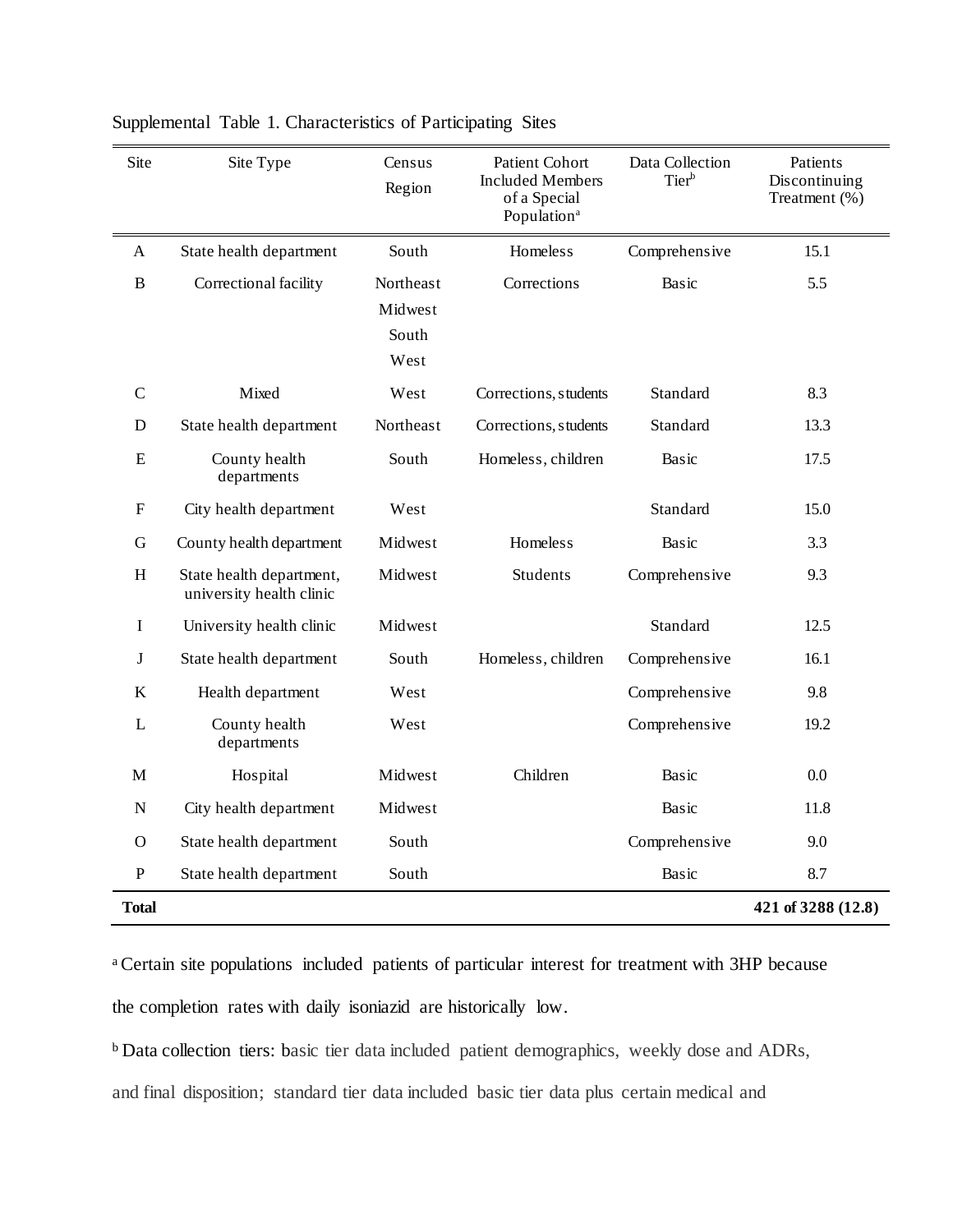Supplemental Table 1. Characteristics of Participating Sites

| Site | Site Type | Census Region | Patient Cohort Included Members of a Special Population[a] | Data Collection Tier[b] | Patients Discontinuing Treatment (%) |
|---|---|---|---|---|---|
| A | State health department | South | Homeless | Comprehensive | 15.1 |
| B | Correctional facility | Northeast Midwest South West | Corrections | Basic | 5.5 |
| C | Mixed | West | Corrections, students | Standard | 8.3 |
| D | State health department | Northeast | Corrections, students | Standard | 13.3 |
| E | County health departments | South | Homeless, children | Basic | 17.5 |
| F | City health department | West | | Standard | 15.0 |
| G | County health department | Midwest | Homeless | Basic | 3.3 |
| H | State health department, university health clinic | Midwest | Students | Comprehensive | 9.3 |
| I | University health clinic | Midwest | | Standard | 12.5 |
| J | State health department | South | Homeless, children | Comprehensive | 16.1 |
| K | Health department | West | | Comprehensive | 9.8 |
| L | County health departments | West | | Comprehensive | 19.2 |
| M | Hospital | Midwest | Children | Basic | 0.0 |
| N | City health department | Midwest | | Basic | 11.8 |
| O | State health department | South | | Comprehensive | 9.0 |
| P | State health department | South | | Basic | 8.7 |
| **Total** | | | | | **421 of 3288 (12.8)** |

[a] Certain site populations included patients of particular interest for treatment with 3HP because the completion rates with daily isoniazid are historically low.

[b] Data collection tiers: basic tier data included patient demographics, weekly dose and ADRs, and final disposition; standard tier data included basic tier data plus certain medical and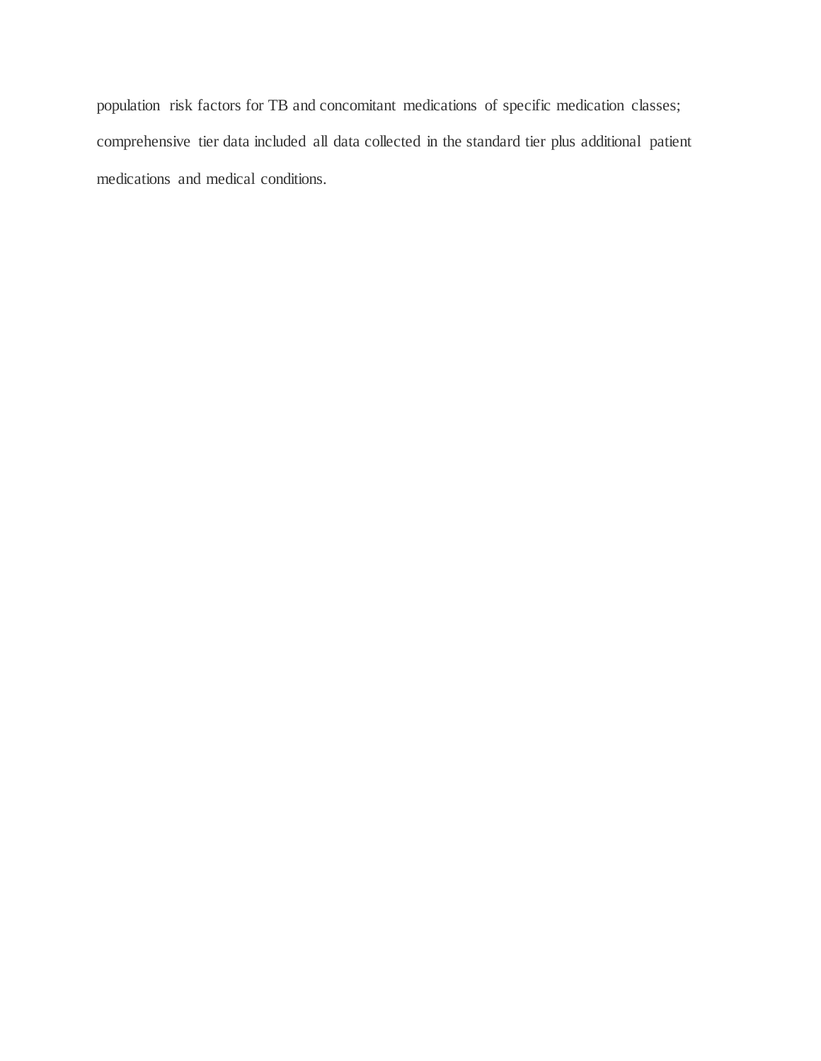population risk factors for TB and concomitant medications of specific medication classes; comprehensive tier data included all data collected in the standard tier plus additional patient medications and medical conditions.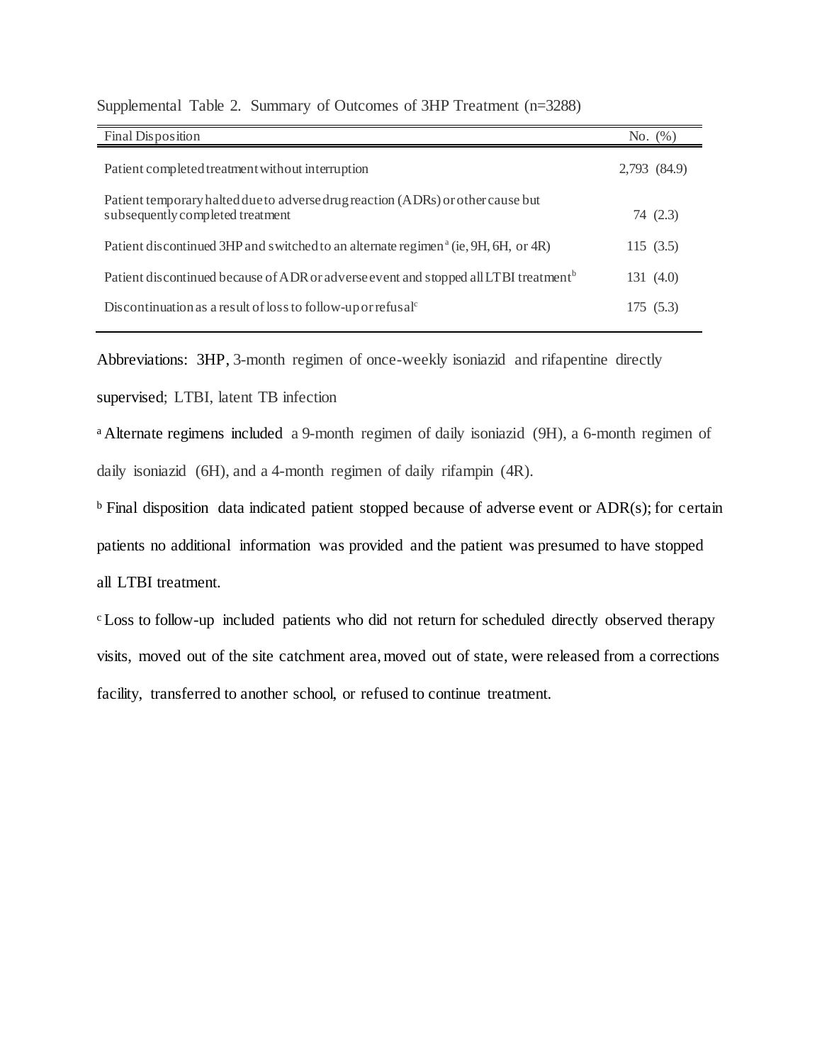Supplemental Table 2. Summary of Outcomes of 3HP Treatment (n=3288)

| Final Disposition | No. (%) |
| --- | --- |
| Patient completed treatment without interruption | 2,793 (84.9) |
| Patient temporary halted due to adverse drug reaction (ADRs) or other cause but subsequently completed treatment | 74 (2.3) |
| Patient discontinued 3HP and switched to an alternate regimen[a] (ie, 9H, 6H, or 4R) | 115 (3.5) |
| Patient discontinued because of ADR or adverse event and stopped all LTBI treatment[b] | 131 (4.0) |
| Discontinuation as a result of loss to follow-up or refusal[c] | 175 (5.3) |

Abbreviations: 3HP, 3-month regimen of once-weekly isoniazid and rifapentine directly supervised; LTBI, latent TB infection

[a] Alternate regimens included a 9-month regimen of daily isoniazid (9H), a 6-month regimen of daily isoniazid (6H), and a 4-month regimen of daily rifampin (4R).

[b] Final disposition data indicated patient stopped because of adverse event or ADR(s); for certain patients no additional information was provided and the patient was presumed to have stopped all LTBI treatment.

[c] Loss to follow-up included patients who did not return for scheduled directly observed therapy visits, moved out of the site catchment area, moved out of state, were released from a corrections facility, transferred to another school, or refused to continue treatment.